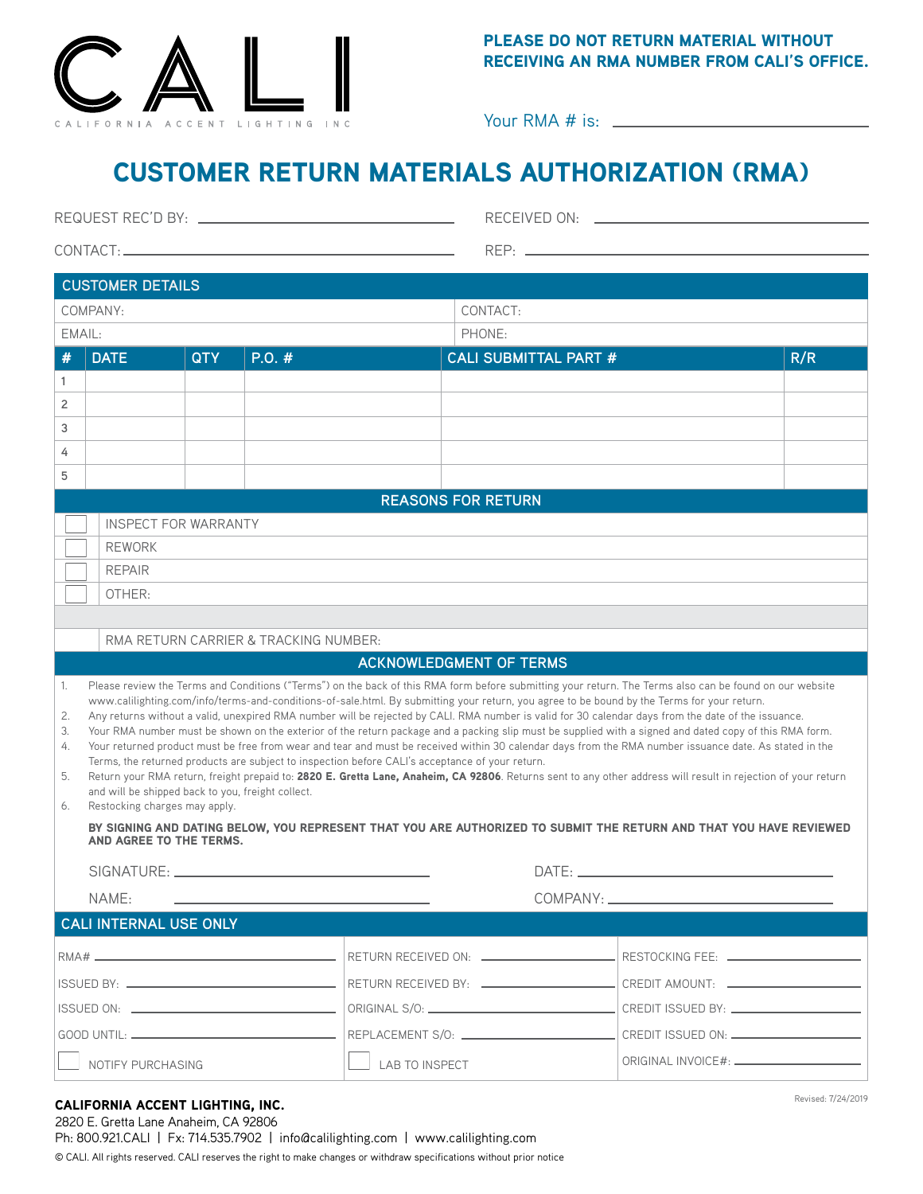CALI

CALIFORNIA ACCENT LIGHTING INC

**PLEASE DO NOT RETURN MATERIAL WITHOUT RECEIVING AN RMA NUMBER FROM CALI'S OFFICE.**

Your RMA # is: ______________________

# CUSTOMER RETURN MATERIALS AUTHORIZATION (RMA)

REQUEST REC'D BY: ______________________ RECEIVED ON: ______________________

CONTACT: ______________________ REP: ______________________

## CUSTOMER DETAILS

| COMPANY: | CONTACT: |
|---|---|
| EMAIL: | PHONE: |

| # | DATE | QTY | P.O. # | CALI SUBMITTAL PART # | R/R |
|---|---|---|---|---|---|
| 1 | | | | | |
| 2 | | | | | |
| 3 | | | | | |
| 4 | | | | | |
| 5 | | | | | |

## REASONS FOR RETURN

- ☐ INSPECT FOR WARRANTY
- ☐ REWORK
- ☐ REPAIR
- ☐ OTHER:

RMA RETURN CARRIER & TRACKING NUMBER:

## ACKNOWLEDGMENT OF TERMS

1. Please review the Terms and Conditions ("Terms") on the back of this RMA form before submitting your return. The Terms also can be found on our website www.calilighting.com/info/terms-and-conditions-of-sale.html. By submitting your return, you agree to be bound by the Terms for your return.
2. Any returns without a valid, unexpired RMA number will be rejected by CALI. RMA number is valid for 30 calendar days from the date of the issuance.
3. Your RMA number must be shown on the exterior of the return package and a packing slip must be supplied with a signed and dated copy of this RMA form.
4. Your returned product must be free from wear and tear and must be received within 30 calendar days from the RMA number issuance date. As stated in the Terms, the returned products are subject to inspection before CALI's acceptance of your return.
5. Return your RMA return, freight prepaid to: **2820 E. Gretta Lane, Anaheim, CA 92806**. Returns sent to any other address will result in rejection of your return and will be shipped back to you, freight collect.
6. Restocking charges may apply.

**BY SIGNING AND DATING BELOW, YOU REPRESENT THAT YOU ARE AUTHORIZED TO SUBMIT THE RETURN AND THAT YOU HAVE REVIEWED AND AGREE TO THE TERMS.**

SIGNATURE: ______________________ DATE: ______________________

NAME: ______________________ COMPANY: ______________________

## CALI INTERNAL USE ONLY

| | | |
|---|---|---|
| RMA# ____________ | RETURN RECEIVED ON: ____________ | RESTOCKING FEE: ____________ |
| ISSUED BY: ____________ | RETURN RECEIVED BY: ____________ | CREDIT AMOUNT: ____________ |
| ISSUED ON: ____________ | ORIGINAL S/O: ____________ | CREDIT ISSUED BY: ____________ |
| GOOD UNTIL: ____________ | REPLACEMENT S/O: ____________ | CREDIT ISSUED ON: ____________ |
| ☐ NOTIFY PURCHASING | ☐ LAB TO INSPECT | ORIGINAL INVOICE#: ____________ |

Revised: 7/24/2019

**CALIFORNIA ACCENT LIGHTING, INC.**
2820 E. Gretta Lane Anaheim, CA 92806
Ph: 800.921.CALI | Fx: 714.535.7902 | info@calilighting.com | www.calilighting.com

© CALI. All rights reserved. CALI reserves the right to make changes or withdraw specifications without prior notice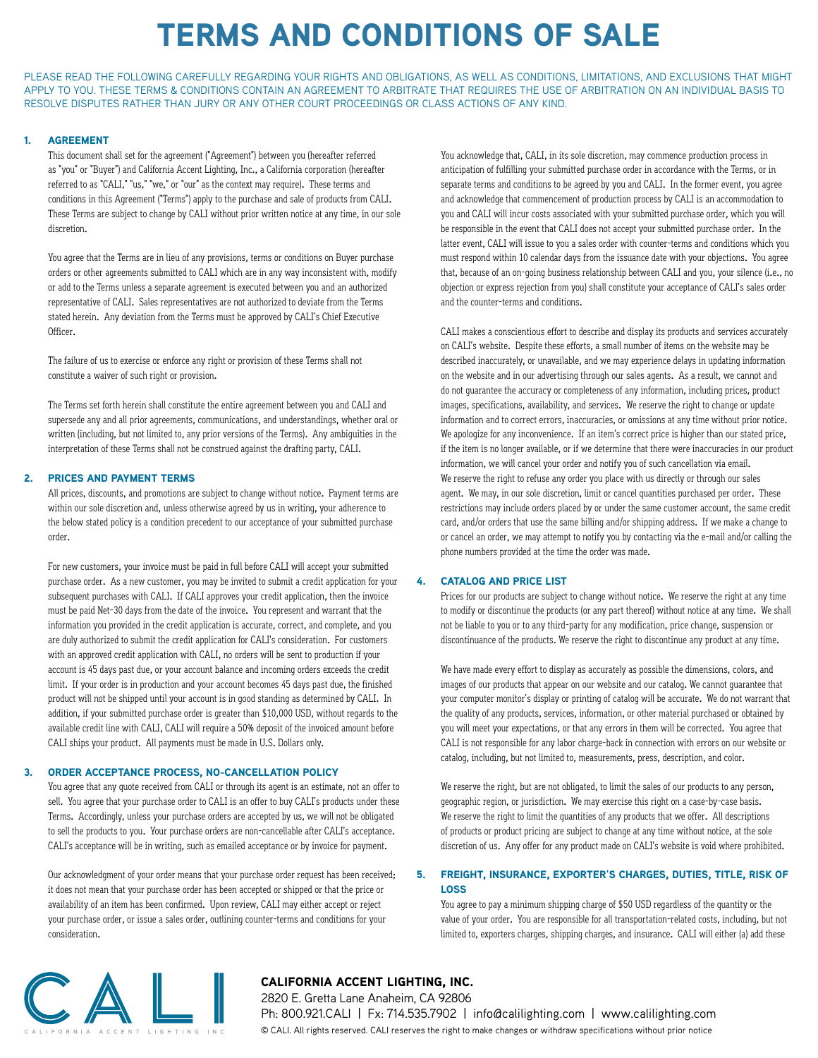# TERMS AND CONDITIONS OF SALE

PLEASE READ THE FOLLOWING CAREFULLY REGARDING YOUR RIGHTS AND OBLIGATIONS, AS WELL AS CONDITIONS, LIMITATIONS, AND EXCLUSIONS THAT MIGHT APPLY TO YOU. THESE TERMS & CONDITIONS CONTAIN AN AGREEMENT TO ARBITRATE THAT REQUIRES THE USE OF ARBITRATION ON AN INDIVIDUAL BASIS TO RESOLVE DISPUTES RATHER THAN JURY OR ANY OTHER COURT PROCEEDINGS OR CLASS ACTIONS OF ANY KIND.

## 1. AGREEMENT

This document shall set for the agreement ("Agreement") between you (hereafter referred as "you" or "Buyer") and California Accent Lighting, Inc., a California corporation (hereafter referred to as "CALI," "us," "we," or "our" as the context may require). These terms and conditions in this Agreement ("Terms") apply to the purchase and sale of products from CALI. These Terms are subject to change by CALI without prior written notice at any time, in our sole discretion.

You agree that the Terms are in lieu of any provisions, terms or conditions on Buyer purchase orders or other agreements submitted to CALI which are in any way inconsistent with, modify or add to the Terms unless a separate agreement is executed between you and an authorized representative of CALI. Sales representatives are not authorized to deviate from the Terms stated herein. Any deviation from the Terms must be approved by CALI's Chief Executive Officer.

The failure of us to exercise or enforce any right or provision of these Terms shall not constitute a waiver of such right or provision.

The Terms set forth herein shall constitute the entire agreement between you and CALI and supersede any and all prior agreements, communications, and understandings, whether oral or written (including, but not limited to, any prior versions of the Terms). Any ambiguities in the interpretation of these Terms shall not be construed against the drafting party, CALI.

## 2. PRICES AND PAYMENT TERMS

All prices, discounts, and promotions are subject to change without notice. Payment terms are within our sole discretion and, unless otherwise agreed by us in writing, your adherence to the below stated policy is a condition precedent to our acceptance of your submitted purchase order.

For new customers, your invoice must be paid in full before CALI will accept your submitted purchase order. As a new customer, you may be invited to submit a credit application for your subsequent purchases with CALI. If CALI approves your credit application, then the invoice must be paid Net-30 days from the date of the invoice. You represent and warrant that the information you provided in the credit application is accurate, correct, and complete, and you are duly authorized to submit the credit application for CALI's consideration. For customers with an approved credit application with CALI, no orders will be sent to production if your account is 45 days past due, or your account balance and incoming orders exceeds the credit limit. If your order is in production and your account becomes 45 days past due, the finished product will not be shipped until your account is in good standing as determined by CALI. In addition, if your submitted purchase order is greater than $10,000 USD, without regards to the available credit line with CALI, CALI will require a 50% deposit of the invoiced amount before CALI ships your product. All payments must be made in U.S. Dollars only.

## 3. ORDER ACCEPTANCE PROCESS, NO-CANCELLATION POLICY

You agree that any quote received from CALI or through its agent is an estimate, not an offer to sell. You agree that your purchase order to CALI is an offer to buy CALI's products under these Terms. Accordingly, unless your purchase orders are accepted by us, we will not be obligated to sell the products to you. Your purchase orders are non-cancellable after CALI's acceptance. CALI's acceptance will be in writing, such as emailed acceptance or by invoice for payment.

Our acknowledgment of your order means that your purchase order request has been received; it does not mean that your purchase order has been accepted or shipped or that the price or availability of an item has been confirmed. Upon review, CALI may either accept or reject your purchase order, or issue a sales order, outlining counter-terms and conditions for your consideration.

You acknowledge that, CALI, in its sole discretion, may commence production process in anticipation of fulfilling your submitted purchase order in accordance with the Terms, or in separate terms and conditions to be agreed by you and CALI. In the former event, you agree and acknowledge that commencement of production process by CALI is an accommodation to you and CALI will incur costs associated with your submitted purchase order, which you will be responsible in the event that CALI does not accept your submitted purchase order. In the latter event, CALI will issue to you a sales order with counter-terms and conditions which you must respond within 10 calendar days from the issuance date with your objections. You agree that, because of an on-going business relationship between CALI and you, your silence (i.e., no objection or express rejection from you) shall constitute your acceptance of CALI's sales order and the counter-terms and conditions.

CALI makes a conscientious effort to describe and display its products and services accurately on CALI's website. Despite these efforts, a small number of items on the website may be described inaccurately, or unavailable, and we may experience delays in updating information on the website and in our advertising through our sales agents. As a result, we cannot and do not guarantee the accuracy or completeness of any information, including prices, product images, specifications, availability, and services. We reserve the right to change or update information and to correct errors, inaccuracies, or omissions at any time without prior notice. We apologize for any inconvenience. If an item's correct price is higher than our stated price, if the item is no longer available, or if we determine that there were inaccuracies in our product information, we will cancel your order and notify you of such cancellation via email.
We reserve the right to refuse any order you place with us directly or through our sales agent. We may, in our sole discretion, limit or cancel quantities purchased per order. These restrictions may include orders placed by or under the same customer account, the same credit card, and/or orders that use the same billing and/or shipping address. If we make a change to or cancel an order, we may attempt to notify you by contacting via the e-mail and/or calling the phone numbers provided at the time the order was made.

## 4. CATALOG AND PRICE LIST

Prices for our products are subject to change without notice. We reserve the right at any time to modify or discontinue the products (or any part thereof) without notice at any time. We shall not be liable to you or to any third-party for any modification, price change, suspension or discontinuance of the products. We reserve the right to discontinue any product at any time.

We have made every effort to display as accurately as possible the dimensions, colors, and images of our products that appear on our website and our catalog. We cannot guarantee that your computer monitor's display or printing of catalog will be accurate. We do not warrant that the quality of any products, services, information, or other material purchased or obtained by you will meet your expectations, or that any errors in them will be corrected. You agree that CALI is not responsible for any labor charge-back in connection with errors on our website or catalog, including, but not limited to, measurements, press, description, and color.

We reserve the right, but are not obligated, to limit the sales of our products to any person, geographic region, or jurisdiction. We may exercise this right on a case-by-case basis. We reserve the right to limit the quantities of any products that we offer. All descriptions of products or product pricing are subject to change at any time without notice, at the sole discretion of us. Any offer for any product made on CALI's website is void where prohibited.

## 5. FREIGHT, INSURANCE, EXPORTER'S CHARGES, DUTIES, TITLE, RISK OF LOSS

You agree to pay a minimum shipping charge of $50 USD regardless of the quantity or the value of your order. You are responsible for all transportation-related costs, including, but not limited to, exporters charges, shipping charges, and insurance. CALI will either (a) add these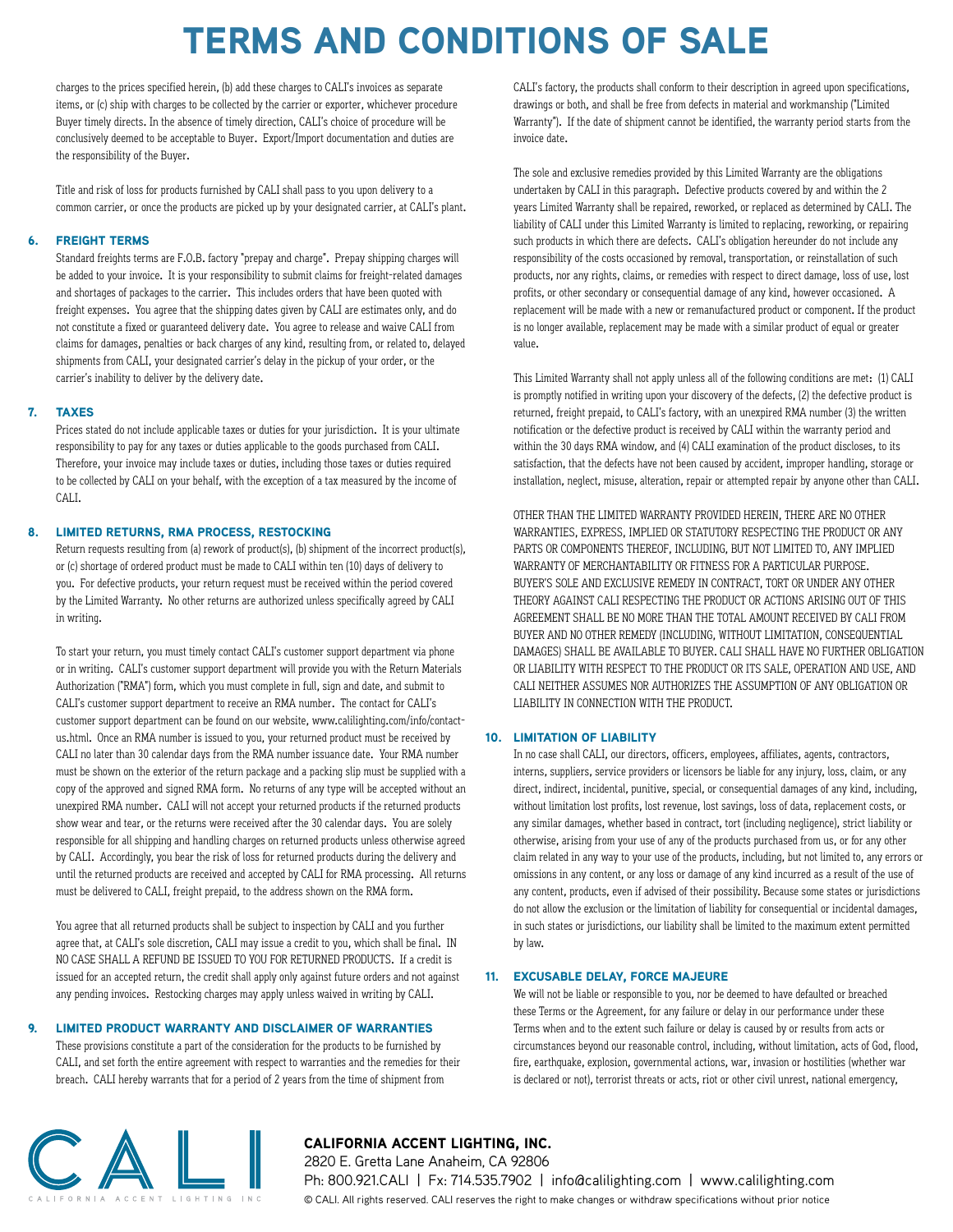charges to the prices specified herein, (b) add these charges to CALI's invoices as separate items, or (c) ship with charges to be collected by the carrier or exporter, whichever procedure Buyer timely directs. In the absence of timely direction, CALI's choice of procedure will be conclusively deemed to be acceptable to Buyer. Export/Import documentation and duties are the responsibility of the Buyer.

Title and risk of loss for products furnished by CALI shall pass to you upon delivery to a common carrier, or once the products are picked up by your designated carrier, at CALI's plant.

## 6. FREIGHT TERMS

Standard freights terms are F.O.B. factory "prepay and charge". Prepay shipping charges will be added to your invoice. It is your responsibility to submit claims for freight-related damages and shortages of packages to the carrier. This includes orders that have been quoted with freight expenses. You agree that the shipping dates given by CALI are estimates only, and do not constitute a fixed or guaranteed delivery date. You agree to release and waive CALI from claims for damages, penalties or back charges of any kind, resulting from, or related to, delayed shipments from CALI, your designated carrier's delay in the pickup of your order, or the carrier's inability to deliver by the delivery date.

## 7. TAXES

Prices stated do not include applicable taxes or duties for your jurisdiction. It is your ultimate responsibility to pay for any taxes or duties applicable to the goods purchased from CALI. Therefore, your invoice may include taxes or duties, including those taxes or duties required to be collected by CALI on your behalf, with the exception of a tax measured by the income of CALI.

## 8. LIMITED RETURNS, RMA PROCESS, RESTOCKING

Return requests resulting from (a) rework of product(s), (b) shipment of the incorrect product(s), or (c) shortage of ordered product must be made to CALI within ten (10) days of delivery to you. For defective products, your return request must be received within the period covered by the Limited Warranty. No other returns are authorized unless specifically agreed by CALI in writing.

To start your return, you must timely contact CALI's customer support department via phone or in writing. CALI's customer support department will provide you with the Return Materials Authorization ("RMA") form, which you must complete in full, sign and date, and submit to CALI's customer support department to receive an RMA number. The contact for CALI's customer support department can be found on our website, www.calilighting.com/info/contact-us.html. Once an RMA number is issued to you, your returned product must be received by CALI no later than 30 calendar days from the RMA number issuance date. Your RMA number must be shown on the exterior of the return package and a packing slip must be supplied with a copy of the approved and signed RMA form. No returns of any type will be accepted without an unexpired RMA number. CALI will not accept your returned products if the returned products show wear and tear, or the returns were received after the 30 calendar days. You are solely responsible for all shipping and handling charges on returned products unless otherwise agreed by CALI. Accordingly, you bear the risk of loss for returned products during the delivery and until the returned products are received and accepted by CALI for RMA processing. All returns must be delivered to CALI, freight prepaid, to the address shown on the RMA form.

You agree that all returned products shall be subject to inspection by CALI and you further agree that, at CALI's sole discretion, CALI may issue a credit to you, which shall be final. IN NO CASE SHALL A REFUND BE ISSUED TO YOU FOR RETURNED PRODUCTS. If a credit is issued for an accepted return, the credit shall apply only against future orders and not against any pending invoices. Restocking charges may apply unless waived in writing by CALI.

## 9. LIMITED PRODUCT WARRANTY AND DISCLAIMER OF WARRANTIES

These provisions constitute a part of the consideration for the products to be furnished by CALI, and set forth the entire agreement with respect to warranties and the remedies for their breach. CALI hereby warrants that for a period of 2 years from the time of shipment from CALI's factory, the products shall conform to their description in agreed upon specifications, drawings or both, and shall be free from defects in material and workmanship ("Limited Warranty"). If the date of shipment cannot be identified, the warranty period starts from the invoice date.

The sole and exclusive remedies provided by this Limited Warranty are the obligations undertaken by CALI in this paragraph. Defective products covered by and within the 2 years Limited Warranty shall be repaired, reworked, or replaced as determined by CALI. The liability of CALI under this Limited Warranty is limited to replacing, reworking, or repairing such products in which there are defects. CALI's obligation hereunder do not include any responsibility of the costs occasioned by removal, transportation, or reinstallation of such products, nor any rights, claims, or remedies with respect to direct damage, loss of use, lost profits, or other secondary or consequential damage of any kind, however occasioned. A replacement will be made with a new or remanufactured product or component. If the product is no longer available, replacement may be made with a similar product of equal or greater value.

This Limited Warranty shall not apply unless all of the following conditions are met: (1) CALI is promptly notified in writing upon your discovery of the defects, (2) the defective product is returned, freight prepaid, to CALI's factory, with an unexpired RMA number (3) the written notification or the defective product is received by CALI within the warranty period and within the 30 days RMA window, and (4) CALI examination of the product discloses, to its satisfaction, that the defects have not been caused by accident, improper handling, storage or installation, neglect, misuse, alteration, repair or attempted repair by anyone other than CALI.

OTHER THAN THE LIMITED WARRANTY PROVIDED HEREIN, THERE ARE NO OTHER WARRANTIES, EXPRESS, IMPLIED OR STATUTORY RESPECTING THE PRODUCT OR ANY PARTS OR COMPONENTS THEREOF, INCLUDING, BUT NOT LIMITED TO, ANY IMPLIED WARRANTY OF MERCHANTABILITY OR FITNESS FOR A PARTICULAR PURPOSE. BUYER'S SOLE AND EXCLUSIVE REMEDY IN CONTRACT, TORT OR UNDER ANY OTHER THEORY AGAINST CALI RESPECTING THE PRODUCT OR ACTIONS ARISING OUT OF THIS AGREEMENT SHALL BE NO MORE THAN THE TOTAL AMOUNT RECEIVED BY CALI FROM BUYER AND NO OTHER REMEDY (INCLUDING, WITHOUT LIMITATION, CONSEQUENTIAL DAMAGES) SHALL BE AVAILABLE TO BUYER. CALI SHALL HAVE NO FURTHER OBLIGATION OR LIABILITY WITH RESPECT TO THE PRODUCT OR ITS SALE, OPERATION AND USE, AND CALI NEITHER ASSUMES NOR AUTHORIZES THE ASSUMPTION OF ANY OBLIGATION OR LIABILITY IN CONNECTION WITH THE PRODUCT.

## 10. LIMITATION OF LIABILITY

In no case shall CALI, our directors, officers, employees, affiliates, agents, contractors, interns, suppliers, service providers or licensors be liable for any injury, loss, claim, or any direct, indirect, incidental, punitive, special, or consequential damages of any kind, including, without limitation lost profits, lost revenue, lost savings, loss of data, replacement costs, or any similar damages, whether based in contract, tort (including negligence), strict liability or otherwise, arising from your use of any of the products purchased from us, or for any other claim related in any way to your use of the products, including, but not limited to, any errors or omissions in any content, or any loss or damage of any kind incurred as a result of the use of any content, products, even if advised of their possibility. Because some states or jurisdictions do not allow the exclusion or the limitation of liability for consequential or incidental damages, in such states or jurisdictions, our liability shall be limited to the maximum extent permitted by law.

## 11. EXCUSABLE DELAY, FORCE MAJEURE

We will not be liable or responsible to you, nor be deemed to have defaulted or breached these Terms or the Agreement, for any failure or delay in our performance under these Terms when and to the extent such failure or delay is caused by or results from acts or circumstances beyond our reasonable control, including, without limitation, acts of God, flood, fire, earthquake, explosion, governmental actions, war, invasion or hostilities (whether war is declared or not), terrorist threats or acts, riot or other civil unrest, national emergency,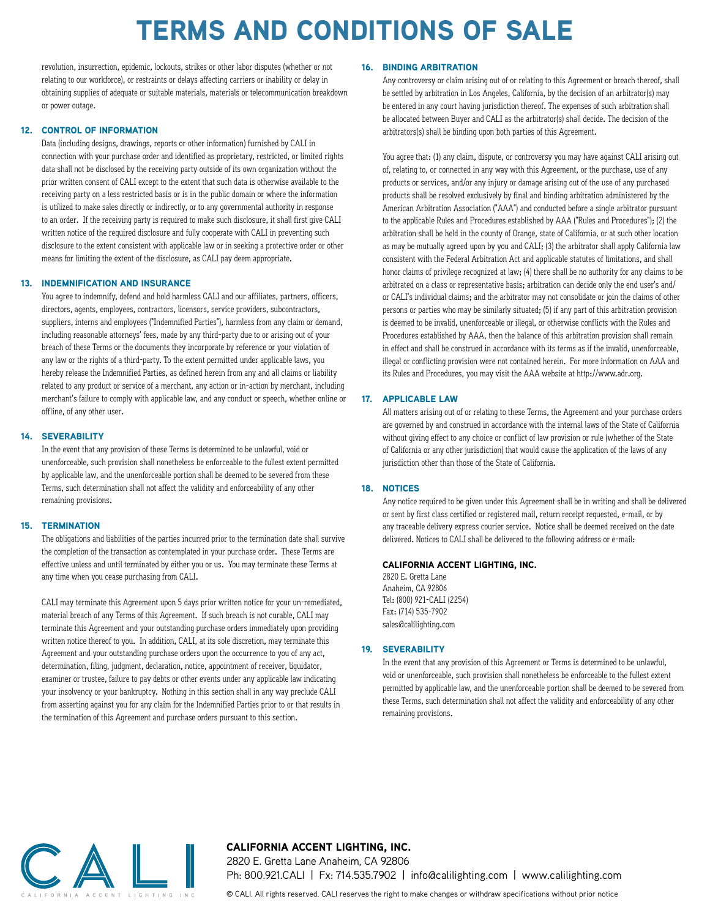# TERMS AND CONDITIONS OF SALE

revolution, insurrection, epidemic, lockouts, strikes or other labor disputes (whether or not relating to our workforce), or restraints or delays affecting carriers or inability or delay in obtaining supplies of adequate or suitable materials, materials or telecommunication breakdown or power outage.

### 12. CONTROL OF INFORMATION

Data (including designs, drawings, reports or other information) furnished by CALI in connection with your purchase order and identified as proprietary, restricted, or limited rights data shall not be disclosed by the receiving party outside of its own organization without the prior written consent of CALI except to the extent that such data is otherwise available to the receiving party on a less restricted basis or is in the public domain or where the information is utilized to make sales directly or indirectly, or to any governmental authority in response to an order. If the receiving party is required to make such disclosure, it shall first give CALI written notice of the required disclosure and fully cooperate with CALI in preventing such disclosure to the extent consistent with applicable law or in seeking a protective order or other means for limiting the extent of the disclosure, as CALI pay deem appropriate.

### 13. INDEMNIFICATION AND INSURANCE

You agree to indemnify, defend and hold harmless CALI and our affiliates, partners, officers, directors, agents, employees, contractors, licensors, service providers, subcontractors, suppliers, interns and employees ("Indemnified Parties"), harmless from any claim or demand, including reasonable attorneys' fees, made by any third-party due to or arising out of your breach of these Terms or the documents they incorporate by reference or your violation of any law or the rights of a third-party. To the extent permitted under applicable laws, you hereby release the Indemnified Parties, as defined herein from any and all claims or liability related to any product or service of a merchant, any action or in-action by merchant, including merchant's failure to comply with applicable law, and any conduct or speech, whether online or offline, of any other user.

### 14. SEVERABILITY

In the event that any provision of these Terms is determined to be unlawful, void or unenforceable, such provision shall nonetheless be enforceable to the fullest extent permitted by applicable law, and the unenforceable portion shall be deemed to be severed from these Terms, such determination shall not affect the validity and enforceability of any other remaining provisions.

### 15. TERMINATION

The obligations and liabilities of the parties incurred prior to the termination date shall survive the completion of the transaction as contemplated in your purchase order. These Terms are effective unless and until terminated by either you or us. You may terminate these Terms at any time when you cease purchasing from CALI.

CALI may terminate this Agreement upon 5 days prior written notice for your un-remediated, material breach of any Terms of this Agreement. If such breach is not curable, CALI may terminate this Agreement and your outstanding purchase orders immediately upon providing written notice thereof to you. In addition, CALI, at its sole discretion, may terminate this Agreement and your outstanding purchase orders upon the occurrence to you of any act, determination, filing, judgment, declaration, notice, appointment of receiver, liquidator, examiner or trustee, failure to pay debts or other events under any applicable law indicating your insolvency or your bankruptcy. Nothing in this section shall in any way preclude CALI from asserting against you for any claim for the Indemnified Parties prior to or that results in the termination of this Agreement and purchase orders pursuant to this section.

### 16. BINDING ARBITRATION

Any controversy or claim arising out of or relating to this Agreement or breach thereof, shall be settled by arbitration in Los Angeles, California, by the decision of an arbitrator(s) may be entered in any court having jurisdiction thereof. The expenses of such arbitration shall be allocated between Buyer and CALI as the arbitrator(s) shall decide. The decision of the arbitrators(s) shall be binding upon both parties of this Agreement.

You agree that: (1) any claim, dispute, or controversy you may have against CALI arising out of, relating to, or connected in any way with this Agreement, or the purchase, use of any products or services, and/or any injury or damage arising out of the use of any purchased products shall be resolved exclusively by final and binding arbitration administered by the American Arbitration Association ("AAA") and conducted before a single arbitrator pursuant to the applicable Rules and Procedures established by AAA ("Rules and Procedures"); (2) the arbitration shall be held in the county of Orange, state of California, or at such other location as may be mutually agreed upon by you and CALI; (3) the arbitrator shall apply California law consistent with the Federal Arbitration Act and applicable statutes of limitations, and shall honor claims of privilege recognized at law; (4) there shall be no authority for any claims to be arbitrated on a class or representative basis; arbitration can decide only the end user's and/or CALI's individual claims; and the arbitrator may not consolidate or join the claims of other persons or parties who may be similarly situated; (5) if any part of this arbitration provision is deemed to be invalid, unenforceable or illegal, or otherwise conflicts with the Rules and Procedures established by AAA, then the balance of this arbitration provision shall remain in effect and shall be construed in accordance with its terms as if the invalid, unenforceable, illegal or conflicting provision were not contained herein. For more information on AAA and its Rules and Procedures, you may visit the AAA website at http://www.adr.org.

### 17. APPLICABLE LAW

All matters arising out of or relating to these Terms, the Agreement and your purchase orders are governed by and construed in accordance with the internal laws of the State of California without giving effect to any choice or conflict of law provision or rule (whether of the State of California or any other jurisdiction) that would cause the application of the laws of any jurisdiction other than those of the State of California.

### 18. NOTICES

Any notice required to be given under this Agreement shall be in writing and shall be delivered or sent by first class certified or registered mail, return receipt requested, e-mail, or by any traceable delivery express courier service. Notice shall be deemed received on the date delivered. Notices to CALI shall be delivered to the following address or e-mail:

**CALIFORNIA ACCENT LIGHTING, INC.**
2820 E. Gretta Lane
Anaheim, CA 92806
Tel: (800) 921-CALI (2254)
Fax: (714) 535-7902
sales@calilighting.com

### 19. SEVERABILITY

In the event that any provision of this Agreement or Terms is determined to be unlawful, void or unenforceable, such provision shall nonetheless be enforceable to the fullest extent permitted by applicable law, and the unenforceable portion shall be deemed to be severed from these Terms, such determination shall not affect the validity and enforceability of any other remaining provisions.

CALI
CALIFORNIA ACCENT LIGHTING INC

**CALIFORNIA ACCENT LIGHTING, INC.**
2820 E. Gretta Lane Anaheim, CA 92806
Ph: 800.921.CALI | Fx: 714.535.7902 | info@calilighting.com | www.calilighting.com

© CALI. All rights reserved. CALI reserves the right to make changes or withdraw specifications without prior notice